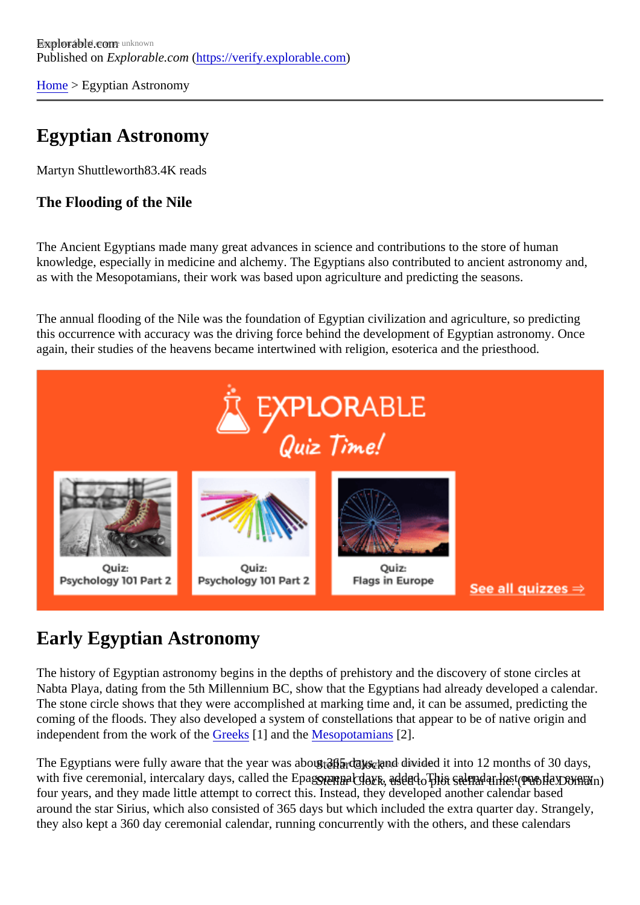Explorable.com

Published on *Explorable.com* (https://verify.explorable.com)

Home > Egyptian Astronomy

# Egyptian Astronomy

Martyn Shuttleworth83.4K reads

### The Flooding of the Nile

The Ancient Egyptians made many great advances in science and contributions to the store of human knowledge, especially in medicine and alchemy. The Egyptians also contributed to ancient astronomy and, as with the Mesopotamians, their work was based upon agriculture and predicting the seasons.

The annual flooding of the Nile was the foundation of Egyptian civilization and agriculture, so predicting this occurrence with accuracy was the driving force behind the development of Egyptian astronomy. Once again, their studies of the heavens became intertwined with religion, esoterica and the priesthood.

## Early Egyptian Astronomy

The history of Egyptian astronomy begins in the depths of prehistory and the discovery of stone circles at Nabta Playa, dating from the 5th Millennium BC, show that the Egyptians had already developed a calendar. The stone circle shows that they were accomplished at marking time and, it can be assumed, predicting the coming of the floods. They also developed a system of constellations that appear to be of native origin and independent from the work of the Greeks [1] and the Mesopotamians [2].

Stellar Clock, used to plot stellar time. (Public Domain)

The Egyptians were fully aware that the year was about 365 days, and divided it into 12 months of 30 days, with five ceremonial, intercalary days, called the Epagomenal days, added. This calendar lost one day every four years, and they made little attempt to correct this. Instead, they developed another calendar based around the star Sirius, which also consisted of 365 days but which included the extra quarter day. Strangely, they also kept a 360 day ceremonial calendar, running concurrently with the others, and these calendars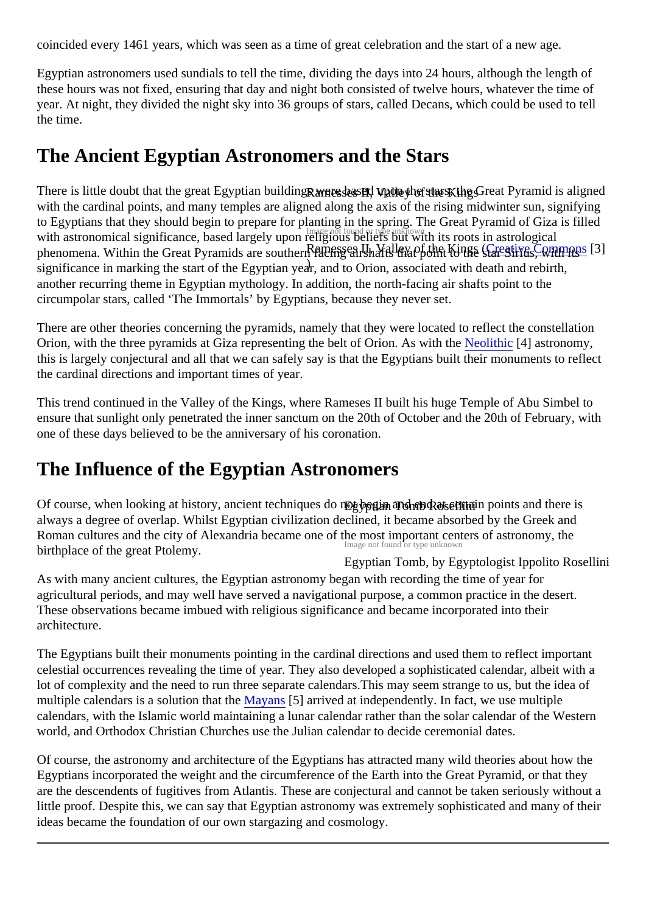coincided every 1461 years, which was seen as a time of great celebration and the start of a new age.

Egyptian astronomers used sundials to tell the time, dividing the days into 24 hours, although the length of these hours was not fixed, ensuring that day and night both consisted of twelve hours, whatever the time of year. At night, they divided the night sky into 36 groups of stars, called Decans, which could be used to tell the time.

## The Ancient Egyptian Astronomers and the Stars

Ramesses II, Valley of the Kings

Image not found or type unknown

Ramesses II, Valley of the Kings (Creative Commons [3])

There is little doubt that the great Egyptian buildings were based upon the stars; the Great Pyramid is aligned with the cardinal points, and many temples are aligned along the axis of the rising midwinter sun, signifying to Egyptians that they should begin to prepare for planting in the spring. The Great Pyramid of Giza is filled with astronomical significance, based largely upon religious beliefs but with its roots in astrological phenomena. Within the Great Pyramids are southern facing airshafts that point to the star Sirius, with its significance in marking the start of the Egyptian year, and to Orion, associated with death and rebirth, another recurring theme in Egyptian mythology. In addition, the north-facing air shafts point to the circumpolar stars, called 'The Immortals' by Egyptians, because they never set.

There are other theories concerning the pyramids, namely that they were located to reflect the constellation Orion, with the three pyramids at Giza representing the belt of Orion. As with the Neolithic [4] astronomy, this is largely conjectural and all that we can safely say is that the Egyptians built their monuments to reflect the cardinal directions and important times of year.

This trend continued in the Valley of the Kings, where Rameses II built his huge Temple of Abu Simbel to ensure that sunlight only penetrated the inner sanctum on the 20th of October and the 20th of February, with one of these days believed to be the anniversary of his coronation.

## The Influence of the Egyptian Astronomers

Egyptian Tomb Rosellini

Image not found or type unknown

Egyptian Tomb, by Egyptologist Ippolito Rosellini

Of course, when looking at history, ancient techniques do not begin and end at certain points and there is always a degree of overlap. Whilst Egyptian civilization declined, it became absorbed by the Greek and Roman cultures and the city of Alexandria became one of the most important centers of astronomy, the birthplace of the great Ptolemy.

As with many ancient cultures, the Egyptian astronomy began with recording the time of year for agricultural periods, and may well have served a navigational purpose, a common practice in the desert. These observations became imbued with religious significance and became incorporated into their architecture.

The Egyptians built their monuments pointing in the cardinal directions and used them to reflect important celestial occurrences revealing the time of year. They also developed a sophisticated calendar, albeit with a lot of complexity and the need to run three separate calendars.This may seem strange to us, but the idea of multiple calendars is a solution that the Mayans [5] arrived at independently. In fact, we use multiple calendars, with the Islamic world maintaining a lunar calendar rather than the solar calendar of the Western world, and Orthodox Christian Churches use the Julian calendar to decide ceremonial dates.

Of course, the astronomy and architecture of the Egyptians has attracted many wild theories about how the Egyptians incorporated the weight and the circumference of the Earth into the Great Pyramid, or that they are the descendents of fugitives from Atlantis. These are conjectural and cannot be taken seriously without a little proof. Despite this, we can say that Egyptian astronomy was extremely sophisticated and many of their ideas became the foundation of our own stargazing and cosmology.

---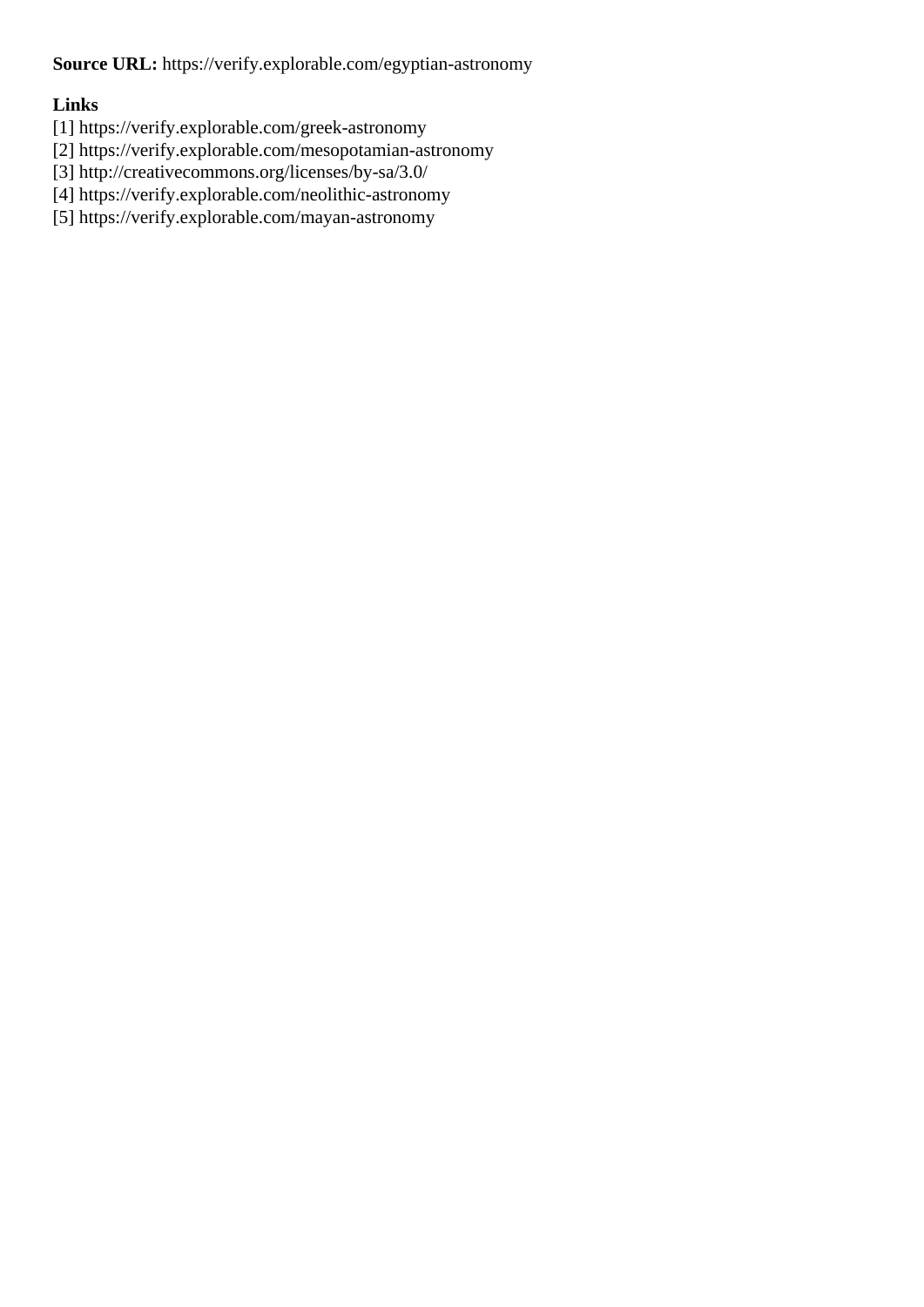**Source URL:** https://verify.explorable.com/egyptian-astronomy

**Links**

[1] https://verify.explorable.com/greek-astronomy
[2] https://verify.explorable.com/mesopotamian-astronomy
[3] http://creativecommons.org/licenses/by-sa/3.0/
[4] https://verify.explorable.com/neolithic-astronomy
[5] https://verify.explorable.com/mayan-astronomy